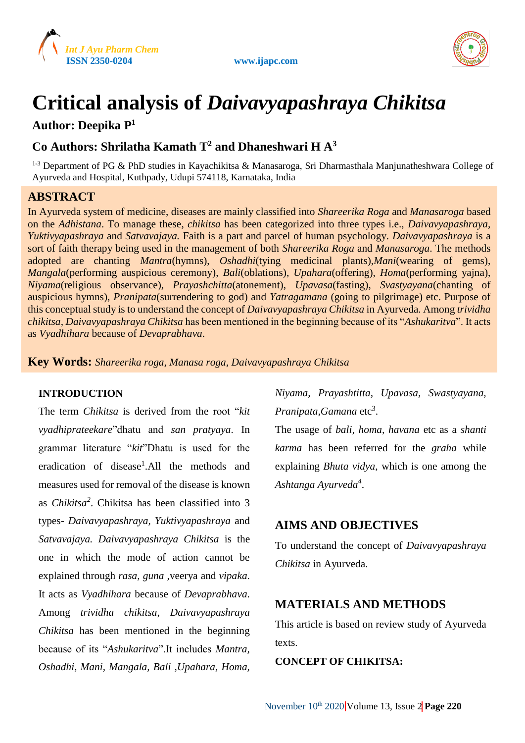# Critical analysis of *Daivavyapashraya Chikitsa*

**Author: Deepika P[1]**

**Co Authors: Shrilatha Kamath T[2] and Dhaneshwari H A[3]**

[1-3] Department of PG & PhD studies in Kayachikitsa & Manasaroga, Sri Dharmasthala Manjunatheshwara College of Ayurveda and Hospital, Kuthpady, Udupi 574118, Karnataka, India

## ABSTRACT

In Ayurveda system of medicine, diseases are mainly classified into *Shareerika Roga* and *Manasaroga* based on the *Adhistana*. To manage these, *chikitsa* has been categorized into three types i.e., *Daivavyapashraya, Yuktivyapashraya* and *Satvavajaya.* Faith is a part and parcel of human psychology. *Daivavyapashraya* is a sort of faith therapy being used in the management of both *Shareerika Roga* and *Manasaroga*. The methods adopted are chanting *Mantra*(hymns), *Oshadhi*(tying medicinal plants),*Mani*(wearing of gems), *Mangala*(performing auspicious ceremony), *Bali*(oblations), *Upahara*(offering), *Homa*(performing yajna), *Niyama*(religious observance), *Prayashchitta*(atonement), *Upavasa*(fasting), *Svastyayana*(chanting of auspicious hymns), *Pranipata*(surrendering to god) and *Yatragamana* (going to pilgrimage) etc. Purpose of this conceptual study is to understand the concept of *Daivavyapashraya Chikitsa* in Ayurveda. Among *trividha chikitsa, Daivavyapashraya Chikitsa* has been mentioned in the beginning because of its "*Ashukaritva*". It acts as *Vyadhihara* because of *Devaprabhava*.

**Key Words:** *Shareerika roga, Manasa roga, Daivavyapashraya Chikitsa*

## INTRODUCTION

The term *Chikitsa* is derived from the root "*kit vyadhiprateekare*"dhatu and *san pratyaya*. In grammar literature "*kit*"Dhatu is used for the eradication of disease[1].All the methods and measures used for removal of the disease is known as *Chikitsa*[2]. Chikitsa has been classified into 3 types- *Daivavyapashraya, Yuktivyapashraya* and *Satvavajaya. Daivavyapashraya Chikitsa* is the one in which the mode of action cannot be explained through *rasa*, *guna* ,veerya and *vipaka*. It acts as *Vyadhihara* because of *Devaprabhava*. Among *trividha chikitsa*, *Daivavyapashraya Chikitsa* has been mentioned in the beginning because of its "*Ashukaritva*".It includes *Mantra, Oshadhi, Mani, Mangala, Bali ,Upahara, Homa, Niyama, Prayashtitta, Upavasa, Swastyayana, Pranipata,Gamana* etc[3].

The usage of *bali, homa, havana* etc as a *shanti karma* has been referred for the *graha* while explaining *Bhuta vidya*, which is one among the *Ashtanga Ayurveda*[4].

## AIMS AND OBJECTIVES

To understand the concept of *Daivavyapashraya Chikitsa* in Ayurveda.

## MATERIALS AND METHODS

This article is based on review study of Ayurveda texts.

**CONCEPT OF CHIKITSA:**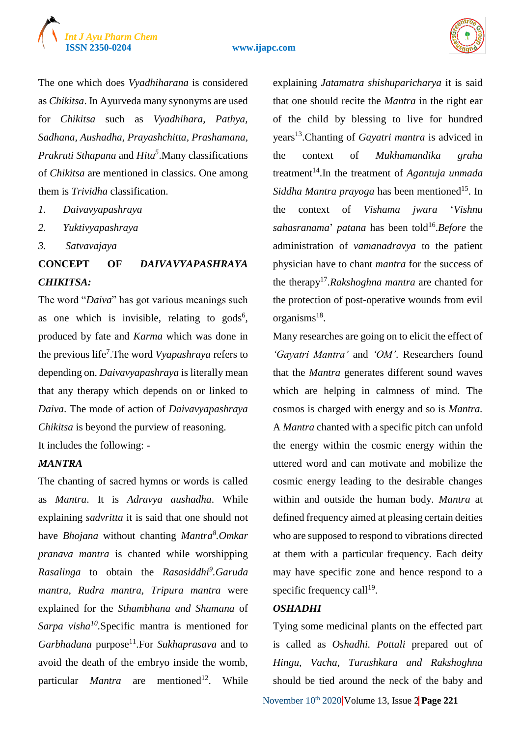The one which does *Vyadhiharana* is considered as *Chikitsa*. In Ayurveda many synonyms are used for *Chikitsa* such as *Vyadhihara, Pathya, Sadhana, Aushadha, Prayashchitta, Prashamana, Prakruti Sthapana* and *Hita*[5].Many classifications of *Chikitsa* are mentioned in classics. One among them is *Trividha* classification.

1. *Daivavyapashraya*
2. *Yuktivyapashraya*
3. *Satvavajaya*

**CONCEPT OF *DAIVAVYAPASHRAYA CHIKITSA:***

The word "*Daiva*" has got various meanings such as one which is invisible, relating to gods[6], produced by fate and *Karma* which was done in the previous life[7].The word *Vyapashraya* refers to depending on. *Daivavyapashraya* is literally mean that any therapy which depends on or linked to *Daiva*. The mode of action of *Daivavyapashraya Chikitsa* is beyond the purview of reasoning.

It includes the following: -

***MANTRA***

The chanting of sacred hymns or words is called as *Mantra*. It is *Adravya aushadha*. While explaining *sadvritta* it is said that one should not have *Bhojana* without chanting *Mantra*[8].*Omkar pranava mantra* is chanted while worshipping *Rasalinga* to obtain the *Rasasiddhi*[9].*Garuda mantra, Rudra mantra, Tripura mantra* were explained for the *Sthambhana and Shamana* of *Sarpa visha*[10].Specific mantra is mentioned for *Garbhadana* purpose[11].For *Sukhaprasava* and to avoid the death of the embryo inside the womb, particular *Mantra* are mentioned[12]. While explaining *Jatamatra shishuparicharya* it is said that one should recite the *Mantra* in the right ear of the child by blessing to live for hundred years[13].Chanting of *Gayatri mantra* is adviced in the context of *Mukhamandika graha* treatment[14].In the treatment of *Agantuja unmada Siddha Mantra prayoga* has been mentioned[15]. In the context of *Vishama jwara* '*Vishnu sahasranama*' *patana* has been told[16].*Before* the administration of *vamanadravya* to the patient physician have to chant *mantra* for the success of the therapy[17].*Rakshoghna mantra* are chanted for the protection of post-operative wounds from evil organisms[18].

Many researches are going on to elicit the effect of *'Gayatri Mantra'* and *'OM'*. Researchers found that the *Mantra* generates different sound waves which are helping in calmness of mind. The cosmos is charged with energy and so is *Mantra.* A *Mantra* chanted with a specific pitch can unfold the energy within the cosmic energy within the uttered word and can motivate and mobilize the cosmic energy leading to the desirable changes within and outside the human body. *Mantra* at defined frequency aimed at pleasing certain deities who are supposed to respond to vibrations directed at them with a particular frequency. Each deity may have specific zone and hence respond to a specific frequency call[19].

***OSHADHI***

Tying some medicinal plants on the effected part is called as *Oshadhi. Pottali* prepared out of *Hingu, Vacha, Turushkara and Rakshoghna* should be tied around the neck of the baby and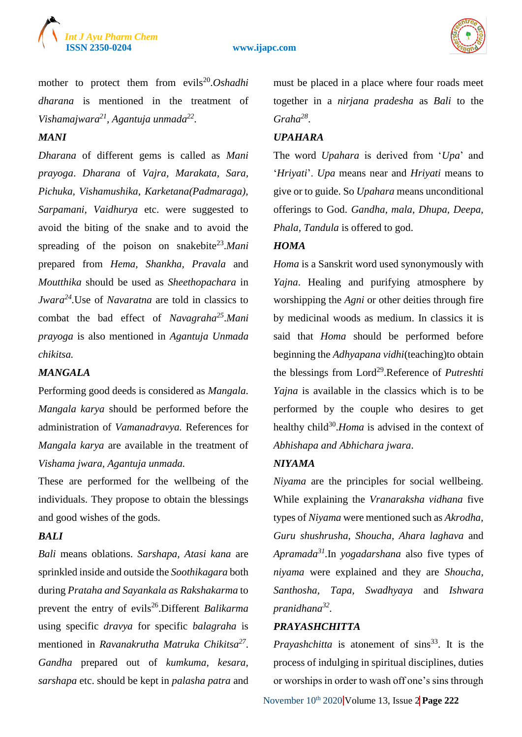mother to protect them from evils[20].*Oshadhi dharana* is mentioned in the treatment of *Vishamajwara*[21], *Agantuja unmada*[22].

### *MANI*

*Dharana* of different gems is called as *Mani prayoga*. *Dharana* of *Vajra, Marakata, Sara, Pichuka, Vishamushika, Karketana(Padmaraga), Sarpamani, Vaidhurya* etc. were suggested to avoid the biting of the snake and to avoid the spreading of the poison on snakebite[23].*Mani* prepared from *Hema, Shankha, Pravala* and *Moutthika* should be used as *Sheethopachara* in *Jwara*[24].Use of *Navaratna* are told in classics to combat the bad effect of *Navagraha*[25].*Mani prayoga* is also mentioned in *Agantuja Unmada chikitsa.*

### *MANGALA*

Performing good deeds is considered as *Mangala*. *Mangala karya* should be performed before the administration of *Vamanadravya.* References for *Mangala karya* are available in the treatment of *Vishama jwara, Agantuja unmada.*

These are performed for the wellbeing of the individuals. They propose to obtain the blessings and good wishes of the gods.

### *BALI*

*Bali* means oblations. *Sarshapa, Atasi kana* are sprinkled inside and outside the *Soothikagara* both during *Prataha and Sayankala as Rakshakarma* to prevent the entry of evils[26].Different *Balikarma* using specific *dravya* for specific *balagraha* is mentioned in *Ravanakrutha Matruka Chikitsa*[27]. *Gandha* prepared out of *kumkuma, kesara, sarshapa* etc. should be kept in *palasha patra* and must be placed in a place where four roads meet together in a *nirjana pradesha* as *Bali* to the *Graha*[28].

### *UPAHARA*

The word *Upahara* is derived from '*Upa*' and '*Hriyati*'. *Upa* means near and *Hriyati* means to give or to guide. So *Upahara* means unconditional offerings to God. *Gandha, mala, Dhupa, Deepa, Phala, Tandula* is offered to god.

### *HOMA*

*Homa* is a Sanskrit word used synonymously with *Yajna*. Healing and purifying atmosphere by worshipping the *Agni* or other deities through fire by medicinal woods as medium. In classics it is said that *Homa* should be performed before beginning the *Adhyapana vidhi*(teaching)to obtain the blessings from Lord[29].Reference of *Putreshti Yajna* is available in the classics which is to be performed by the couple who desires to get healthy child[30].*Homa* is advised in the context of *Abhishapa and Abhichara jwara*.

### *NIYAMA*

*Niyama* are the principles for social wellbeing. While explaining the *Vranaraksha vidhana* five types of *Niyama* were mentioned such as *Akrodha, Guru shushrusha, Shoucha, Ahara laghava* and *Apramada*[31].In *yogadarshana* also five types of *niyama* were explained and they are *Shoucha, Santhosha, Tapa, Swadhyaya* and *Ishwara pranidhana*[32].

### *PRAYASHCHITTA*

*Prayashchitta* is atonement of sins[33]. It is the process of indulging in spiritual disciplines, duties or worships in order to wash off one's sins through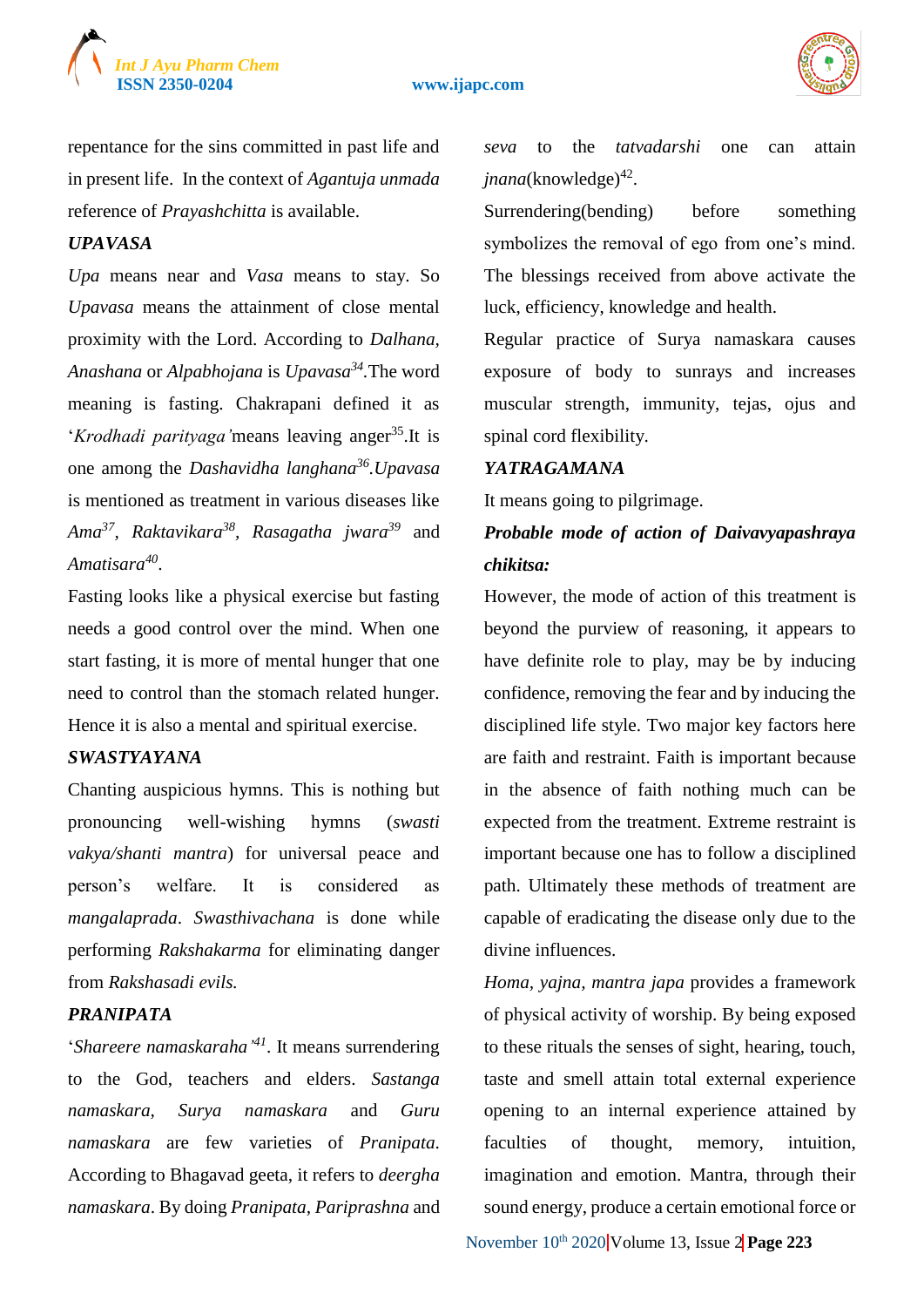repentance for the sins committed in past life and in present life. In the context of *Agantuja unmada* reference of *Prayashchitta* is available.

***UPAVASA***

*Upa* means near and *Vasa* means to stay. So *Upavasa* means the attainment of close mental proximity with the Lord. According to *Dalhana*, *Anashana* or *Alpabhojana* is *Upavasa*[34].The word meaning is fasting. Chakrapani defined it as '*Krodhadi parityaga'* means leaving anger[35].It is one among the *Dashavidha langhana*[36].*Upavasa* is mentioned as treatment in various diseases like *Ama*[37], *Raktavikara*[38], *Rasagatha jwara*[39] and *Amatisara*[40].

Fasting looks like a physical exercise but fasting needs a good control over the mind. When one start fasting, it is more of mental hunger that one need to control than the stomach related hunger. Hence it is also a mental and spiritual exercise.

***SWASTYAYANA***

Chanting auspicious hymns. This is nothing but pronouncing well-wishing hymns (*swasti vakya/shanti mantra*) for universal peace and person's welfare. It is considered as *mangalaprada*. *Swasthivachana* is done while performing *Rakshakarma* for eliminating danger from *Rakshasadi evils.*

***PRANIPATA***

'*Shareere namaskaraha'*[41]. It means surrendering to the God, teachers and elders. *Sastanga namaskara, Surya namaskara* and *Guru namaskara* are few varieties of *Pranipata.* According to Bhagavad geeta, it refers to *deergha namaskara*. By doing *Pranipata, Pariprashna* and *seva* to the *tatvadarshi* one can attain *jnana*(knowledge)[42].

Surrendering(bending) before something symbolizes the removal of ego from one's mind. The blessings received from above activate the luck, efficiency, knowledge and health.

Regular practice of Surya namaskara causes exposure of body to sunrays and increases muscular strength, immunity, tejas, ojus and spinal cord flexibility.

***YATRAGAMANA***

It means going to pilgrimage.

***Probable mode of action of Daivavyapashraya chikitsa:***

However, the mode of action of this treatment is beyond the purview of reasoning, it appears to have definite role to play, may be by inducing confidence, removing the fear and by inducing the disciplined life style. Two major key factors here are faith and restraint. Faith is important because in the absence of faith nothing much can be expected from the treatment. Extreme restraint is important because one has to follow a disciplined path. Ultimately these methods of treatment are capable of eradicating the disease only due to the divine influences.

*Homa, yajna, mantra japa* provides a framework of physical activity of worship. By being exposed to these rituals the senses of sight, hearing, touch, taste and smell attain total external experience opening to an internal experience attained by faculties of thought, memory, intuition, imagination and emotion. Mantra, through their sound energy, produce a certain emotional force or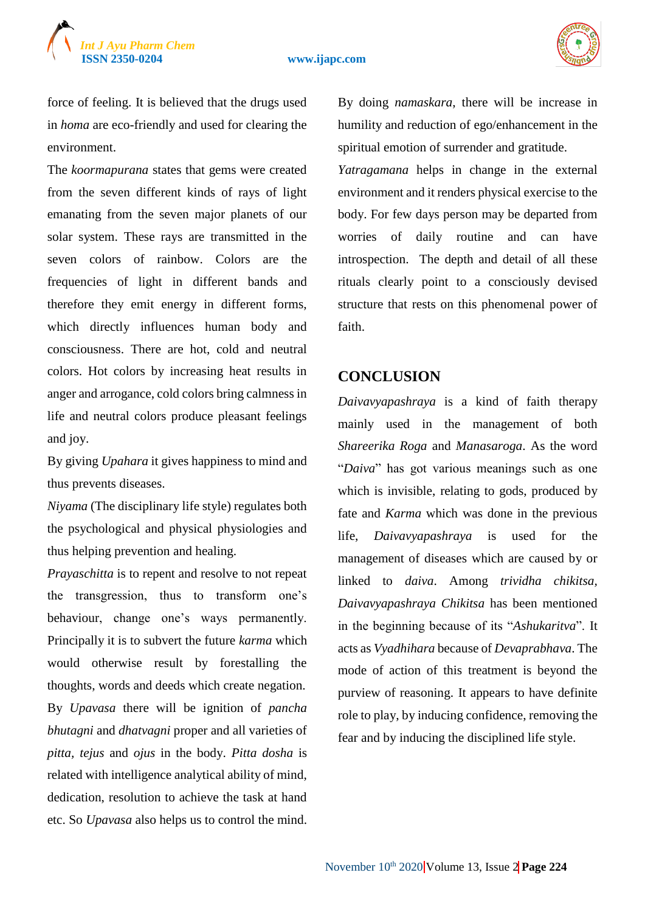force of feeling. It is believed that the drugs used in *homa* are eco-friendly and used for clearing the environment.

The *koormapurana* states that gems were created from the seven different kinds of rays of light emanating from the seven major planets of our solar system. These rays are transmitted in the seven colors of rainbow. Colors are the frequencies of light in different bands and therefore they emit energy in different forms, which directly influences human body and consciousness. There are hot, cold and neutral colors. Hot colors by increasing heat results in anger and arrogance, cold colors bring calmness in life and neutral colors produce pleasant feelings and joy.

By giving *Upahara* it gives happiness to mind and thus prevents diseases.

*Niyama* (The disciplinary life style) regulates both the psychological and physical physiologies and thus helping prevention and healing.

*Prayaschitta* is to repent and resolve to not repeat the transgression, thus to transform one's behaviour, change one's ways permanently. Principally it is to subvert the future *karma* which would otherwise result by forestalling the thoughts, words and deeds which create negation.

By *Upavasa* there will be ignition of *pancha bhutagni* and *dhatvagni* proper and all varieties of *pitta*, *tejus* and *ojus* in the body. *Pitta dosha* is related with intelligence analytical ability of mind, dedication, resolution to achieve the task at hand etc. So *Upavasa* also helps us to control the mind.

By doing *namaskara*, there will be increase in humility and reduction of ego/enhancement in the spiritual emotion of surrender and gratitude.

*Yatragamana* helps in change in the external environment and it renders physical exercise to the body. For few days person may be departed from worries of daily routine and can have introspection. The depth and detail of all these rituals clearly point to a consciously devised structure that rests on this phenomenal power of faith.

## CONCLUSION

*Daivavyapashraya* is a kind of faith therapy mainly used in the management of both *Shareerika Roga* and *Manasaroga*. As the word "*Daiva*" has got various meanings such as one which is invisible, relating to gods, produced by fate and *Karma* which was done in the previous life, *Daivavyapashraya* is used for the management of diseases which are caused by or linked to *daiva*. Among *trividha chikitsa*, *Daivavyapashraya Chikitsa* has been mentioned in the beginning because of its "*Ashukaritva*". It acts as *Vyadhihara* because of *Devaprabhava*. The mode of action of this treatment is beyond the purview of reasoning. It appears to have definite role to play, by inducing confidence, removing the fear and by inducing the disciplined life style.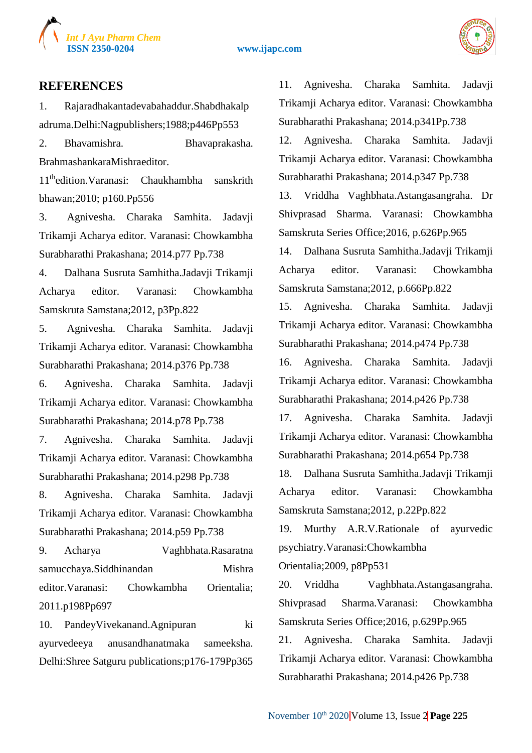## REFERENCES

1. Rajaradhakantadevabahaddur.Shabdhakalpadruma.Delhi:Nagpublishers;1988;p446Pp553
2. Bhavamishra. Bhavaprakasha. BrahmashankaraMishraeditor. 11th edition.Varanasi: Chaukhambha sanskrith bhawan;2010; p160.Pp556
3. Agnivesha. Charaka Samhita. Jadavji Trikamji Acharya editor. Varanasi: Chowkambha Surabharathi Prakashana; 2014.p77 Pp.738
4. Dalhana Susruta Samhitha.Jadavji Trikamji Acharya editor. Varanasi: Chowkambha Samskruta Samstana;2012, p3Pp.822
5. Agnivesha. Charaka Samhita. Jadavji Trikamji Acharya editor. Varanasi: Chowkambha Surabharathi Prakashana; 2014.p376 Pp.738
6. Agnivesha. Charaka Samhita. Jadavji Trikamji Acharya editor. Varanasi: Chowkambha Surabharathi Prakashana; 2014.p78 Pp.738
7. Agnivesha. Charaka Samhita. Jadavji Trikamji Acharya editor. Varanasi: Chowkambha Surabharathi Prakashana; 2014.p298 Pp.738
8. Agnivesha. Charaka Samhita. Jadavji Trikamji Acharya editor. Varanasi: Chowkambha Surabharathi Prakashana; 2014.p59 Pp.738
9. Acharya Vaghbhata.Rasaratna samucchaya.Siddhinandan Mishra editor.Varanasi: Chowkambha Orientalia; 2011.p198Pp697
10. PandeyVivekanand.Agnipuran ki ayurvedeeya anusandhanatmaka sameeksha. Delhi:Shree Satguru publications;p176-179Pp365
11. Agnivesha. Charaka Samhita. Jadavji Trikamji Acharya editor. Varanasi: Chowkambha Surabharathi Prakashana; 2014.p341Pp.738
12. Agnivesha. Charaka Samhita. Jadavji Trikamji Acharya editor. Varanasi: Chowkambha Surabharathi Prakashana; 2014.p347 Pp.738
13. Vriddha Vaghbhata.Astangasangraha. Dr Shivprasad Sharma. Varanasi: Chowkambha Samskruta Series Office;2016, p.626Pp.965
14. Dalhana Susruta Samhitha.Jadavji Trikamji Acharya editor. Varanasi: Chowkambha Samskruta Samstana;2012, p.666Pp.822
15. Agnivesha. Charaka Samhita. Jadavji Trikamji Acharya editor. Varanasi: Chowkambha Surabharathi Prakashana; 2014.p474 Pp.738
16. Agnivesha. Charaka Samhita. Jadavji Trikamji Acharya editor. Varanasi: Chowkambha Surabharathi Prakashana; 2014.p426 Pp.738
17. Agnivesha. Charaka Samhita. Jadavji Trikamji Acharya editor. Varanasi: Chowkambha Surabharathi Prakashana; 2014.p654 Pp.738
18. Dalhana Susruta Samhitha.Jadavji Trikamji Acharya editor. Varanasi: Chowkambha Samskruta Samstana;2012, p.22Pp.822
19. Murthy A.R.V.Rationale of ayurvedic psychiatry.Varanasi:Chowkambha Orientalia;2009, p8Pp531
20. Vriddha Vaghbhata.Astangasangraha. Shivprasad Sharma.Varanasi: Chowkambha Samskruta Series Office;2016, p.629Pp.965
21. Agnivesha. Charaka Samhita. Jadavji Trikamji Acharya editor. Varanasi: Chowkambha Surabharathi Prakashana; 2014.p426 Pp.738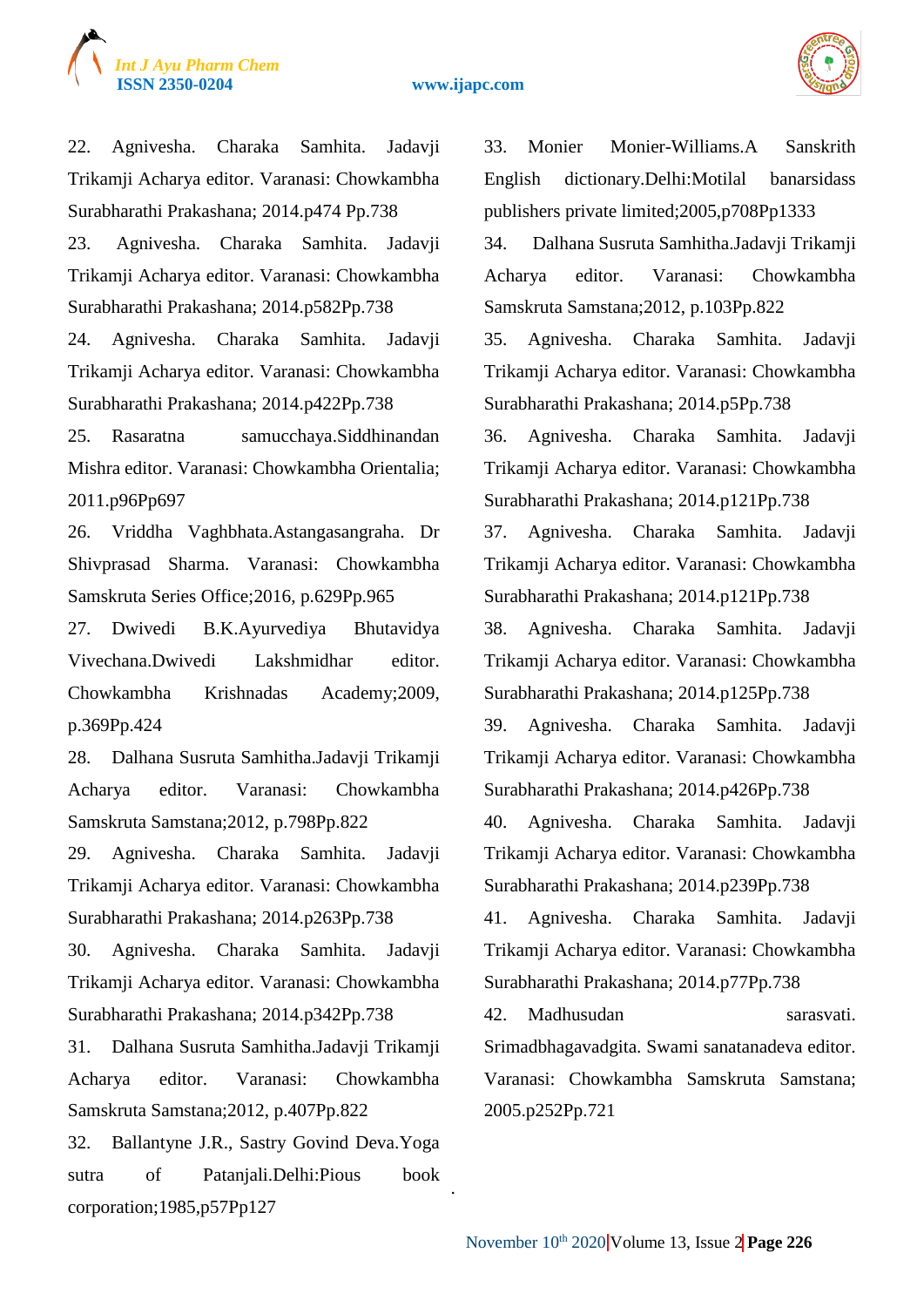22. Agnivesha. Charaka Samhita. Jadavji Trikamji Acharya editor. Varanasi: Chowkambha Surabharathi Prakashana; 2014.p474 Pp.738
23. Agnivesha. Charaka Samhita. Jadavji Trikamji Acharya editor. Varanasi: Chowkambha Surabharathi Prakashana; 2014.p582Pp.738
24. Agnivesha. Charaka Samhita. Jadavji Trikamji Acharya editor. Varanasi: Chowkambha Surabharathi Prakashana; 2014.p422Pp.738
25. Rasaratna samucchaya.Siddhinandan Mishra editor. Varanasi: Chowkambha Orientalia; 2011.p96Pp697
26. Vriddha Vaghbhata.Astangasangraha. Dr Shivprasad Sharma. Varanasi: Chowkambha Samskruta Series Office;2016, p.629Pp.965
27. Dwivedi B.K.Ayurvediya Bhutavidya Vivechana.Dwivedi Lakshmidhar editor. Chowkambha Krishnadas Academy;2009, p.369Pp.424
28. Dalhana Susruta Samhitha.Jadavji Trikamji Acharya editor. Varanasi: Chowkambha Samskruta Samstana;2012, p.798Pp.822
29. Agnivesha. Charaka Samhita. Jadavji Trikamji Acharya editor. Varanasi: Chowkambha Surabharathi Prakashana; 2014.p263Pp.738
30. Agnivesha. Charaka Samhita. Jadavji Trikamji Acharya editor. Varanasi: Chowkambha Surabharathi Prakashana; 2014.p342Pp.738
31. Dalhana Susruta Samhitha.Jadavji Trikamji Acharya editor. Varanasi: Chowkambha Samskruta Samstana;2012, p.407Pp.822
32. Ballantyne J.R., Sastry Govind Deva.Yoga sutra of Patanjali.Delhi:Pious book corporation;1985,p57Pp127
33. Monier Monier-Williams.A Sanskrith English dictionary.Delhi:Motilal banarsidass publishers private limited;2005,p708Pp1333
34. Dalhana Susruta Samhitha.Jadavji Trikamji Acharya editor. Varanasi: Chowkambha Samskruta Samstana;2012, p.103Pp.822
35. Agnivesha. Charaka Samhita. Jadavji Trikamji Acharya editor. Varanasi: Chowkambha Surabharathi Prakashana; 2014.p5Pp.738
36. Agnivesha. Charaka Samhita. Jadavji Trikamji Acharya editor. Varanasi: Chowkambha Surabharathi Prakashana; 2014.p121Pp.738
37. Agnivesha. Charaka Samhita. Jadavji Trikamji Acharya editor. Varanasi: Chowkambha Surabharathi Prakashana; 2014.p121Pp.738
38. Agnivesha. Charaka Samhita. Jadavji Trikamji Acharya editor. Varanasi: Chowkambha Surabharathi Prakashana; 2014.p125Pp.738
39. Agnivesha. Charaka Samhita. Jadavji Trikamji Acharya editor. Varanasi: Chowkambha Surabharathi Prakashana; 2014.p426Pp.738
40. Agnivesha. Charaka Samhita. Jadavji Trikamji Acharya editor. Varanasi: Chowkambha Surabharathi Prakashana; 2014.p239Pp.738
41. Agnivesha. Charaka Samhita. Jadavji Trikamji Acharya editor. Varanasi: Chowkambha Surabharathi Prakashana; 2014.p77Pp.738
42. Madhusudan sarasvati. Srimadbhagavadgita. Swami sanatanadeva editor. Varanasi: Chowkambha Samskruta Samstana; 2005.p252Pp.721